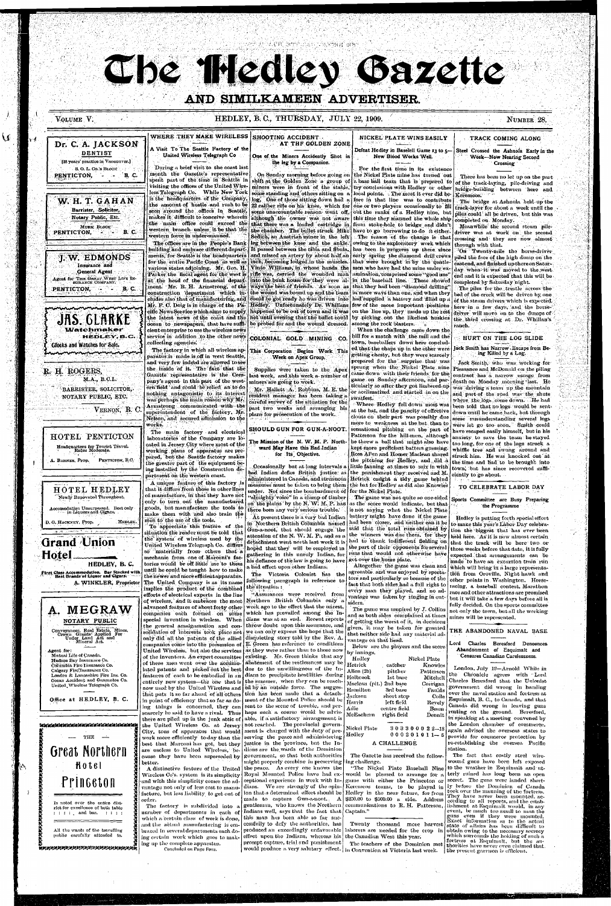# The Hedley Gazette

## AND SIMILKAMEEN ADVERTISER.

VOLUME V. HEDLEY, B.C., THURSDAY, JULY 22, 1909. NUMBER 28.

**Dr. C. A. JACKSON**
DENTIST
[18 years' practice in Vancouver.]
S. O. L. Co.'s BLOCK
PENTICTON, B. C.

**W. H. T. GAHAN**
Barrister, Solicitor, Notary Public, Etc.
MURK BLOCK
PENTICTON, B. C.

**J. W. EDMONDS**
Insurance and General Agent
Agent for THE GREAT WEST LIFE INSURANCE COMPANY.
PENTICTON, B. C.

**JAS. CLARKE**
Watchmaker
HEDLEY, B.C.
Clocks and Watches for Sale.

**R. H. ROGERS,**
M.A., B.C.L.
BARRISTER, SOLICITOR, NOTARY PUBLIC, ETC.
VERNON, B. C.

**HOTEL PENTICTON**
Headquarters for Tourist Travel. Rates Moderate.
A. BARNES, Prop. PENTICTON, B.C.

**HOTEL HEDLEY**
Newly Renovated Throughout.
Accomodation Unsurpassed. Best only in Liquors and Cigars.
D. G. HACKNEY, Prop. HEDLEY.

**Grand Union Hotel**
HEDLEY, B. C.
First Class Accommodation. Bar Stocked with Best Brands of Liquor and Cigars.
A. WINKLER, Proprietor

**A. MEGRAW**
NOTARY PUBLIC
Conveyancer, Real Estate, Mines, Crown Grants Applied For Under Land Act and Mineral Act.

Agent for:
Mutual Life of Canada.
Hudson Bay Insurance Co.
Columbia Fire Insurance Co.
Calgary Fire Insurance Co.
London & Lancashire Fire Ins. Co.
Ocean Accident and Guarantee Co.
United Wireless Telegraph Co.

Office at HEDLEY, B. C.

— THE —
**Great Northern Hotel**
**Princeton**
Is noted over the entire district for excellence of both table : : : : , and bar. : : : :
All the wants of the travelling public carefully attended to.

## WHERE THEY MAKE WIRELESS

A Visit To The Seattle Factory of the United Wireless Telegraph Co

During a brief visit to the coast last month the Gazette's representative spent part of the time in Seattle in visiting the offices of the United Wireless Telegraph Co. While New York is the headquarters of the Company, the amount of hustle and rush to be seen around the offices in Seattle, makes it difficult to conceive wherein the main office could exceed the western branch unless it be that the western force is under-manned.

The offices are in the People's Bank building and embrace different departments, for Seattle is the headquarters for the entire Pacific Coast as well as various states adjoining. Mr. Geo. H. Parker the fiscal agent for the west is at the head of the financial department. Mr. R. H. Armstrong, of the construction department which includes also that of manufacturing, and Mr. F. C. Doig is in charge of the Pacific News Service which aims to supply the latest news of the coast and the ocean to newspapers, that have sufficient enterprise to use the wireless news service in addition to the other news collecting agencies.

The factory in which all wireless apparatus is made is off in west Seattle, and very few indeed are allowed to see the inside of it. The fact that the Gazette representative is the Company's agent in this part of the western field and could be relied on to do nothing antagonistic to its interest was perhaps the main reason why Mr. Armstrong communicated with the superintendent of the factory, Mr. Nelson, and secured admission to the works.

The main factory and electrical laboratories of the Company are located in Jersey City where most of the working plans of apparatus are prepared, but the Seattle factory makes the greater part of the equipment being installed by the Construction department on the western coast.

A unique feature of this factory is that it differs from those in other lines of manufacture, in that they have not only to turn out the manufactured goods, but manufacture the tools to make them with and also train the men to the use of the tools.

To appreciate this feature of the situation the reader must be told that the system of wireless used by the United Wireless Telegraph Co. differs so materially from others that a mechanic from one of Marconi's factories would be of little use to them until he could be taught how to make the newer and more efficient apparatus. The United Company as its name implies the product of the combined efforts of electrical experts in the line of wireless, and it embraces the most advanced features of about forty other companies each formed on some special invention in wireless. When the general amalgamation and consolidation of interests took place not only did all the patents of the allied companies come into the possession of United Wireless, but also the services of the inventors. An expert committee of these men went over the accumulated patents and picked out the best features of each to be embodied in an entirely new system—the one that is now used by the United Wireless and that puts it so far ahead of all others in point of efficiency that so far as doing things is concerned, they can scarcely be said to have a rival. Thus there are piled up in the junk attic of the United Wireless Co. at Jersey City, tons of apparatus that would work more efficiently to-day than the best that Marconi has got, but they are useless to United Wireless, because they have been superseded by better.

A distinctive feature of the United Wireless Co's. system is its simplicity and with this simplicity comes the advantage not only of less cost to manufacture, but less liability to get out of order.

The factory is subdivided into a number of departments in each of which a certain class of work is done, and the actual manufacturing is embraced in several departments each doing certain work which goes to making up the complete apparatus.

Concluded on Page Four.

## SHOOTING ACCIDENT AT THE GOLDEN ZONE

One of the Miners Accidently Shot in the leg by a Companion.

On Sunday morning before going on shift at the Golden Zone a group of miners were in front of the stable, some standing and others sitting on a log. One of those sitting down had a 22 caliber rifle on his knee, which for some unaccountable reason went off, although the owner was not aware that there was a loaded cartridge in the chamber. The bullet struck Mike Sedich, an Austrian miner in the left leg between the knee and the ankle. It passed between the tibia and fibula, and missed an artery by about half an inch, becoming lodged in the muscles. Vince Williams, in whose hands the rifle was, carried the wounded man into the bunk house for they were always the best of friends. As soon as the wound was bound up and the team could be got ready he was driven into Hedley. Unfortunately Dr. Whillans happened to be out of town and it was not until evening that the bullet could be probed for and the wound dressed.

## COLONIAL GOLD MINING CO.

This Corporation Begins Work This Week on Apex Group.

Supplies were taken to the Apex last week, and this week a number of miners are going to work.

Mr. Hallett A. Robbins, M. E. the resident manager has been taking a careful survey of the situation for the past two weeks and arranging his plans for prosecution of the work.

## SHOULD GUN FOR GUN-A-NOOT.

The Mission of the N. W. M. P. Northward May Have this Bad Indian for Its Objective.

Occasionally but at long intervals a bad Indian defies British justice as administered in Canada, and strenuous measures must be taken to bring them under. Not since the bombardment of "Almighty voice" in a clump of timber on the plains by the N. W. M. P. has there been any very serious trouble.

At present there is a very bad Indian in Northern British Columbia named Gun-a-noot, that should engage the attention of the N. W. M. P., and as a detachment went north last week it is hoped that they will be employed in gathering in this unruly Indian, for his defiance of the law is going to have a bad effect upon other Indians.

The Victoria Colonist has the following paragraph in reference to the situation:

"Assurances were received from Northern British Columbia only a week ago to the effect that the unrest, which has prevailed among the Indians was at an end. Recent reports throw doubt upon this assurance, and we can only express the hope that the disquieting story told by the Rev. A. E. Green has reference to conditions as they were rather than to those now existing. Mr. Green thinks that any abatement of the restlessness may be due to the unwillingness of the Indians to precipitate hostilities during the summer, when they can be reached by an outside force. The suggestion has been made that a detachment of the Mounted Police should be sent to the scene of trouble, and perhaps such a course would be advisable, if a satisfactory arrangement is not reached. The provincial government is charged with the duty of preserving the peace and administering justice in the province, but the Indians are the wards of the Dominion government, so that both authorities might properly combine in preserving the peace. As every one knows the Royal Mounted Police have had exceptional experience in work with Indians. We are strongly of the opinion that a determined effort should be made to capture Gun-a-noot. A gentleman, who knows the Northern Indians well, says that the fact that this man has been able so far successfully to defy the authorities, has produced an exceedingly unfavorable effect upon the Indians, whereas his prompt capture, trial and punishment would produce a very salutary effect.

## NICKEL PLATE WINS EASILY

Defeat Hedley in Baseball Game 13 to 5—New Blood Works Well.

For the first time in its existence the Nickel Plate nine has turned out a base ball team that is prepared to try conclusions with Hedley or other local points. The most it ever did before in that line was to contribute one or two players occasionally to fill out the ranks of a Hedley nine, but this time they manned the whole ship from stoke-hole to bridge and didn't have to go borrowing to do it either.

The reason of the change is that owing to the exploratory work which has been in progress up there since early spring the diamond drill crews that were brought in by the gentlemen who have had the mine under examination, comprised some "good uns" in the baseball line. These showed that they had been "diamond drilling" in more ways than one, and when they had supplied a battery and filled up a few of the more important positions on the line up, they made up the rest by picking out the likeliest huskies among the rock blasters.

When the challenge came down the hill for a match with the mill and the town, baseballers down here concluded that the chaps up in the ether were getting chesty, but they were scarcely prepared for the surprise that was sprung when the Nickel Plate nine came down with their friends for the game on Sunday afternoon, and particularly so after they got limbered-up or acclimatized and started in on the swatfest.

Where Hedley fell down most was at the bat, and the paucity of effective clouts on their part was possibly due more to weakness at the bat than to sensational pitching on the part of Patterson for the hill-men, although he threw a ball that might also have kept more proficient batters guessing. Ross Allen and Homer Maclean shared the pitching for Hedley, and did a little fanning at times to mix in with the punishment they received and M. Hetrick caught a tidy game behind the bat for Hedley as did also Knowles for the Nickel Plate.

The game was not quite so one-sided as the score would indicate, but that is not saying what the Nickel Plate battery might have done if the game had been closer, and neither can it be said that the total runs obtained by the winners was due them, for they had to thank indifferent fielding on the part of their opponents for several runs that would not otherwise have got over the home plate.

Altogether the game was clean and agreeable and was enjoyed by spectators and particularly so because of the fact that both sides had a full right to every man they played, and no advantage was taken by ringing in outsiders.

The game was umpired by J. Collins and as both sides complained at times of getting the worst of it, in decisions given, it may be taken for granted that neither side had any material advantage on that head.

Below are the players and the score by innings.

| Hedley | | Nickel Plate |
|---|---|---|
| Hetrick | catcher | Knowles |
| Allen (2b) | pitcher | Patterson |
| Holbrook | 1st base | Mitchell |
| Maclean (pit.) | 2nd base | Corrigan |
| Hamilton | 3rd base | Faulds |
| Jackson | short stop | Coite |
| Harris | left field | Revely |
| Adie | centre field | Baum |
| McEachern | right field | Dennit |

| | | | | | | | | | | |
|---|---|---|---|---|---|---|---|---|---|---|
| Nickel Plate | 3 | 0 | 3 | 3 | 0 | 0 | 0 | 2 | 2 | —13 |
| Hedley | 0 | 0 | 0 | 2 | 0 | 1 | 0 | 1 | 1 | — 5 |

### A CHALLENGE

The Gazette has received the following challenge.

"The Nickel Plate Baseball Nine would be pleased to arrange for a game with either the Princeton or Keremeos teams, to be played in Hedley in the near future, for from $250.00 to $500.00 a side. Address communications to R. H. Patterson, Captain."

Twenty thousand more harvest laborers are needed for the crop in the Canadian West this year.

The teachers of the Dominion met in Convention at Victoria last week.

## TRACK COMING ALONG

Steel Crossed the Ashnola Early in the Week—Now Nearing Second Crossing

There has been no let up on the part of the track-laying, pile-driving and bridge-building between here and Keremeos.

The bridge at Ashnola held up the track-layer for about a week until the piles could all be driven, but this was completed on Monday.

Meanwhile the second steam pile-driver was at work on the second crossing and they are now almost through with that.

On Twenty-mile the horse-driver piled the face of the high dump on the eastend, and finished up there on Saturday when it was moved to the west end and it is expected that this will be completed by Saturday night.

The piles for the trestle across the bed of the creek will be driven by one of the steam drivers which is expected here in a few days, and the horse-driver will move on to the dumps of the third crossing at Dr. Whillan's ranch.

## HURT ON THE LOG SLIDE

Jack Smith has Narrow Escape from Being Killed by a Log.

Jack Smith, who was working for Pleasance and McDonald on the piling contract has a narrow escape from death on Monday morning last. He was driving a team up the mountain and part of the road was the chute where the logs come down. He had been told that no logs would be sent down until he came back, but through some misunderstanding several logs were let go too soon. Smith could have escaped easily himself, but in his anxiety to save the team he stayed too long, for one of the logs struck a whiffle tree and swung around and struck him. He was knocked out at the time and had to be brought into town, but has since recovered sufficiently to go about.

## TO CELEBRATE LABOR DAY

Sports Committee are Busy Preparing the Programme

Hedley is putting forth special effort to make this year's Labor Day celebration the biggest that has ever been held here. As it is now almost certain that the track will be here two or three weeks before that date, it is fully expected that arrangements can be made to have an excursion train run which will bring in a large representation from Oroville, Nighthawk and other points in Washington. Horse-racing, a baseball contest, Marathon race and other attractions are promised but it will take a few days before all is fully decided. On the sports committee not only the town, but all the working mines will be represented.

## THE ABANDONED NAVAL BASE

Lord Charles Beresford Denounces Abandonment of Esquimalt and Censures Canadian Carelessness.

London, July 19—Arnold White in the Chronicle agrees with Lord Charles Beresford that the Unionist government did wrong in handing over the naval station and fortress at Esquimalt, B. C., to Canada, and that Canada did wrong in leaving guns rusting on the ground. Beresford, in speaking at a meeting convened by the London chamber of commerce, again advised the overseas states to provide for commerce protection by re-establishing the overseas Pacific station.

The fact that costly steel wire-wound guns have been left exposed to the weather in Esquimalt and utterly ruined has long been an open secret. The guns were landed shortly before the Dominion of Canada took over the manning of the fortress. They have never been mounted, according to all reports, and the establishment at Esquimalt would, in any event, be much too small to man the guns even if they were mounted. Exact information as to the actual state of affairs has been difficult to obtain owing to the necessary secrecy which surrounds the holding of such a fortress at Esquimalt, but the authorities have never even claimed that the present garrison is efficient.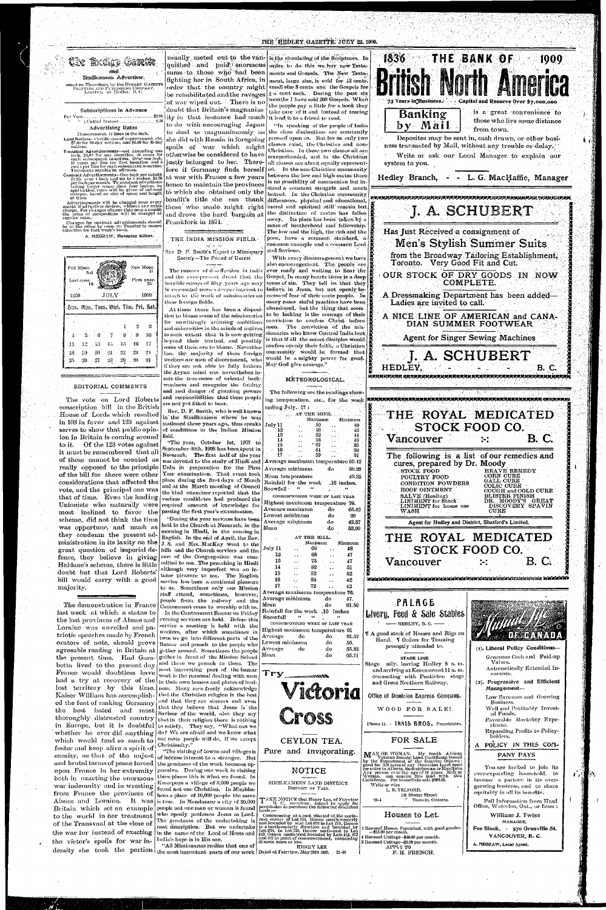# The Hedley Gazette

and

## Similkameen Advertiser.

Issued on Thursdays, by the HEDLEY GAZETTE PRINTING AND PUBLISHING COMPANY, LIMITED, at Hedley, B. C.

### Subscriptions in Advance

Per Year ..................................... $2.00
" " (United States) ............................ 2.50

### Advertising Rates

Measurement, 12 lines to the inch.

Land Notices—Certificates of improvement, etc. $7.00 for 60-day notices, and $5.00 for 30-day notices.

Transient Advertisements—not exceeding one inch, $1.00 for one insertion, 25 cents for each subsequent insertion. Over one inch, 10 cents per line for first insertion and 5 cents per line for each subsequent insertion. Transients payable in advance.

Contract Advertisements—One inch per month $1.25; over 1 inch and up to 4 inches, $1.00 per inch per month. To constant advertisers taking larger space than four inches, on application, rates will be given of reduced charges, based on size of space and length of time.

Advertisements will be changed once every month if advertiser desires, without any extra charge. For changes oftener than once a month the price of composition will be charged at regular rates.

Changes for contract advertisements should be in the office by noon on Tuesday to secure attention for that week's issue.

A. MEGRAW, Managing Editor.

| Full Moon 3rd | | | | | | New Moon 17 |
|---|---|---|---|---|---|---|
| Last quar. 10 | | | | | | First quar. 25 |
| 1909 | | | JULY | | | 1909 |
| Sun. | Mon. | Tues. | Wed. | Thu. | Fri. | Sat. |
| | | | | 1 | 2 | 3 |
| 4 | 5 | 6 | 7 | 8 | 9 | 10 |
| 11 | 12 | 13 | 14 | 15 | 16 | 17 |
| 18 | 19 | 20 | 21 | 22 | 23 | 24 |
| 25 | 26 | 27 | 28 | 29 | 30 | 31 |

## EDITORIAL COMMENTS

The vote on Lord Roberts conscription bill in the British House of Lords which resulted in 103 in favor and 123 against serves to show that public opinion in Britain is coming around to it. Of the 123 votes against it must be remembered that all of these cannot be counted as really opposed to the principle of the bill for there were other considerations that affected the vote, and the principal one was that of time. Even the leading Unionists who naturally were most inclined to favor the scheme, did not think the time was opportune, and much as they condemn the present administration in its laxity on the great question of imperial defence, they believe in giving Haldane's scheme, there is little doubt but that Lord Roberts' bill would carry with a good majority.

The demonstration in France last week at which a statue to the lost provinces of Alsace and Loraine was unveiled and patriotic speeches made by French orators of note, should prove agreeable reading in Britain at the present time. Had Gambetta lived to the present day France would doubtless have had a try at recovery of the lost territory by this time. Kaiser William has accomplished the feat of making Germany the best hated and most thoroughly distrusted country in Europe, but it is doubtful whether he ever did anything which would tend so much to foster and keep alive a spirit of enmity, as that of the unjust and brutal terms of peace forced upon France in her extremity both in exacting the enormous war indemnity and in wresting from France the provinces of Alsace and Loraine. It was Britain which set an example to the world in her treatment of the Transvaal at the close of the war for instead of exacting the victor's spoils for war indemity she took the portion usually meted out to the vanquished and paid enormous sums to those who had been fighting her in South Africa, in order that the country might be rehabilitated and the ravages of war wiped out. There is no doubt that Britain's magnanimity in that instance had much to do with encouraging Japan to deal as magnanimously as she did with Russia in foregoing spoils of war which might otherwise be considered to have justly belonged to her. Therefore if Germany finds herself at war with France a few years hence to maintain the provinces to which she obtained only the bandit's title she can thank those who made might right and drove the hard bargain at Frankfort in 1871.

## THE INDIA MISSION FIELD.

Rev D. F. Smith's Report to Missionary Society—The Period of Unrest

The rumors of disaffection in India and the ever-present dread that the horrible scenes of fifty years ago may be re-enacted causes deeper interest to attach to the work of missionaries on these foreign fields.

At times there has been a disposition to blame some of the missionaries for unwittingly arousing ambitions and animosities in the minds of natives to such extent that it is now getting beyond their control, and possibly some of them are to blame. Nevertheless, the majority of these foreign workers are men of discernment, who if they are not able to fully fathom the Aryan mind can nevertheless locate the true cause of oriental backwardness and recognize the futility and real danger of granting powers and responsibilities that these people are not yet fitted to bear.

Rev. D. F. Smith, who is well known in the Similkameen where he was stationed three years ago, thus speaks of conditions in the Indian Mission field.

"The year, October 1st, 1907 to September 30th, 1908 has been spent in Neemuch. The first half of the year was devoted to the study of Hindi and Urdu in preparation for the First Year examination. That event took place during the first days of March and at the March meeting of Council the kind examiner reported that the various candidates had produced the required amount of knowledge for passing the first year's examination.

"During the year services have been held in the Church at Neemuch, in the morning in Hindi, in the evening in English. In the end of April, the Rev. J. S. and Mrs. MacKay went to the hills and the Church services and the care of the Congregation was committed to me. The preaching in Hindi although very imperfect was an intense pleasure to me. The English service has been a continual pleasure to us. Sometimes only our Mission staff attend, sometimes, however, people from the railway and the Cantonment come to worship with us.

In the Cantonment Bazaar on Friday evening services are held. Before this service a meeting is held with the workers, after which sometimes in twos we go into different parts of the Bazaar and preach to the people who gather around. Sometimes the people gather in front of the Mission School and there we preach to them. The most interesting part of the bazaar work is the personal dealing with men in their own houses and places of business. Many men freely acknowledge that the Christian religion is the best and that they are sinners and even that they believe that Jesus is the Saviour of the world, also they say that in their religion there is nothing to satisfy. They say, "What can we do? We are afraid and we know what our caste people will do, if we accept Christianity."

"The visiting of towns and villages is of intense interest to a stranger. But the greatness of the work becomes oppressive. During one week in visiting three places this is what we found. In Kesarpura a village of 3,000 people we found not one Christian. In Mughlaheera a place of 10,000 people the same is true. In Mandasaur a city of 30,000 people not one man or woman is found who openly professes Jesus as Lord. The greatness of the undertaking is past description. But we undertake in the name of the Lord of Hosts and India's hope is in Him.

"All Missionaries realize that one of the most important parts of our work is the circulating of the Scriptures. In order to do this we buy new Testaments and Gospels. The New Testament, large size, is sold for 12 cents, small size 3 cents and the Gospels for ½ a cent each. During the past six months I have sold 200 Gospels. When the people pay a little for a book they take care of it and instead of tearing it lend it to a friend to read.

"In speaking of the people of India the close distinctions are constantly pressed upon us. But for us only two classes exist, the Christian and non-Christian. In these two classes all are comprehended, and in the Christian all classes are about equally represented. In the non-Christian community between the low and high castes there is no possibility of communion but instead a constant struggle and much hatred. In the Christian community differences, physical and educational, moral and spiritual still remain but the distinction of castes has fallen away. Its place has been taken by a sense of brotherhood and fellowship. The low and the high, the rich and the poor, have a common standard, a common example and a common Lord and Saviour.

With every discouragement we have also encouragement. The people are ever ready and waiting to hear the Gospel. In many hearts there is a deep sense of sin. They tell us that they believe in Jesus, but not openly because of fear of their caste people. In many cases sinful practices have been abandoned, but the thing that seem to be lacking is the courage of their conviction to confess Christ before men. The conviction of the missionaries who know Central India best is that if all the secret disciples would confess openly their faith, a Christian community would be formed that would be a mighty power for good. May God give courage."

## METEOROLOGICAL.

The following are the readings showing temperature, etc., for the week ending July 17:

AT THE MINE.

| | Maximum | Minimum |
|---|---|---|
| July 11 | 50 | 40 |
| 12 | 56 | 43 |
| 13 | 62 | 44 |
| 14 | 58 | 40 |
| 15 | 67 | 35 |
| 16 | 61 | 39 |
| 17 | 59 | 34 |

Average maximum temperature 59.42
Average minimum do 39.28
Mean temperature 49.35
Rainfall for the week .16 inches.
Snowfall " " "

CORRESPONDING WEEK OF LAST YEAR

Highest maximum temperature 79.
Average maximum do 65.42
Lowest minimum do 30
Average minimum do 42.57
Mean do 53.99

AT THE MILL.

| | Maximum | Minimum |
|---|---|---|
| July 11 | 68 | 48 |
| 12 | 68 | 47 |
| 13 | 75 | 47 |
| 14 | 82 | 51 |
| 15 | 82 | 52 |
| 16 | 85 | 42 |
| 17 | 72 | 42 |

Average maximum temperature 76.
Average minimum do 47.
Mean do 61.50
Rainfall for the week .16 inches
Snowfall " " "

CORRESPONDING WEEK OF LAST YEAR

Highest maximum temperature 91
Average do 81.57
Lowest minimum do 50.
Average do 55.85
Mean do 68.71

Try **Victoria Cross**

CEYLON TEA.

Pure and Invigorating.

## NOTICE

SIMILKAMEEN LAND DISTRICT.
DISTRICT OF YALE.

TAKE NOTICE that Henry Lee, of Fairview B. C., secretary, intend to apply for permission to purchase the following described lands:—

Commencing at a post planted at the north-east corner of Lot 651, thence south-westerly and bounded by said Lot 651 to Lot 779, thence in a south-easterly direction and bounded by Lot 779, to Lot 753, thence north-east to Lot 442, thence north-west bounded by Lots 442, 373 and 472 to point of commencement, containing 40 acres more or less.

HENRY LEE

Dated at Fairview, May 28th 1909. 21-30

1836 THE BANK OF 1909

# British North America

73 Years in Business. Capital and Reserve Over $7,000,000

**Banking by Mail** is a great convenience to those who live some distance from town.

Deposites may be sent in, cash drawn, or other business transacted by Mail, without any trouble or delay.

Write or ask our Local Manager to explain our system to you.

Hedley Branch, - - L. G. MacHaffie, Manager

# J. A. SCHUBERT

Has Just Received a consignment of

**Men's Stylish Summer Suits**

from the Broadway Tailoring Establishment, Toronto. Very Good Fit and Cut.

OUR STOCK OF DRY GOODS IN NOW COMPLETE.

A Dressmaking Department has been added—Ladies are invited to call.

A NICE LINE OF AMERICAN and CANADIAN SUMMER FOOTWEAR

Agent for Singer Sewing Machines

# J. A. SCHUBERT

HEDLEY, - - - - - B. C.

# THE ROYAL MEDICATED STOCK FOOD CO.

Vancouver :- B. C.

The following is a list of our remedies and cures, prepared by Dr. Moody

| | |
|---|---|
| STOCK FOOD | HEAVE REMEDY |
| POULTRY FOOD | CORN CURE |
| CONDITION POWDERS | GALL CURE |
| HOOF OINTMENT | COLIC CURE |
| SALVE (Healing) | COUGH and COLD CURE |
| LINIMENT for Stock | BLISTER FINISH |
| LINIMENT for home use | DR. MOODY'S GREAT DISCOVERY SPAVIN CURE |
| WASH | |

Agent for Hedley and District, Shatford's Limited.

# THE ROYAL MEDICATED STOCK FOOD CO.

Vancouver :- B. C.

## PALACE

Livery, Feed & Sale Stables

— HEDLEY, B. C. —

¶ A good stock of Horses and Rigs on Hand. ¶ Orders for Teaming promptly attended to.

STAGE LINE

Stage daily, leaving Hedley 8 a. m. and arriving at Keremeos at 11 a. m. connecting with Penticton stage and Great Northern Railway.

Office of Dominion Express Company.

WOOD FOR SALE!

Phone 11. - INNIS BROS. Proprietors.

## FOR SALE

MAN OR WOMAN. My South African Veteran Bounty Land Certificate issued by the Department of the Interior, Ottawa; good for 320 acres of any Dominion Land open for entry in Alberta, Saskatchewan or Manitoba. Any person over the age of 18 years, Man or Woman, can acquire this land with this Certificate. For immediate sale $800.00.

Write or wire

L. E. TELFORD,
131 Shuter Street
Toronto, Ontario.

25-4

## Houses to Let.

4 Roomed House, Furnished, with good garden —$15.00 per month.
4 Roomed Cottage—$10.00 per month.
3 Roomed Cottage—$8.00 per month.

APPLY TO
F. H. FRENCH.

# Mutual Life OF CANADA

(1). Liberal Policy Conditions—

Generous Cash and Paid-up Values.

Automatically Extended Insurance.

(2). Progressive and Efficient Management—

Low Expenses and Growing Business.

Well and Profitably Invested Funds.

Favorable Mortality Experience.

Expanding Profits to Policy-holders.

## A POLICY IN THIS COMPANY PAYS

You are invited to join its ever-expanding household, to become a partner in its ever-growing business, and to share equitably in all its benefits.

Full Information from Head Office, Waterloo, Ont., or from:

**William J. Twiss**
MANAGER.

Fee Block, - 570 Granville St.
VANCOUVER, B. C.

A. MEGRAW, Local Agent.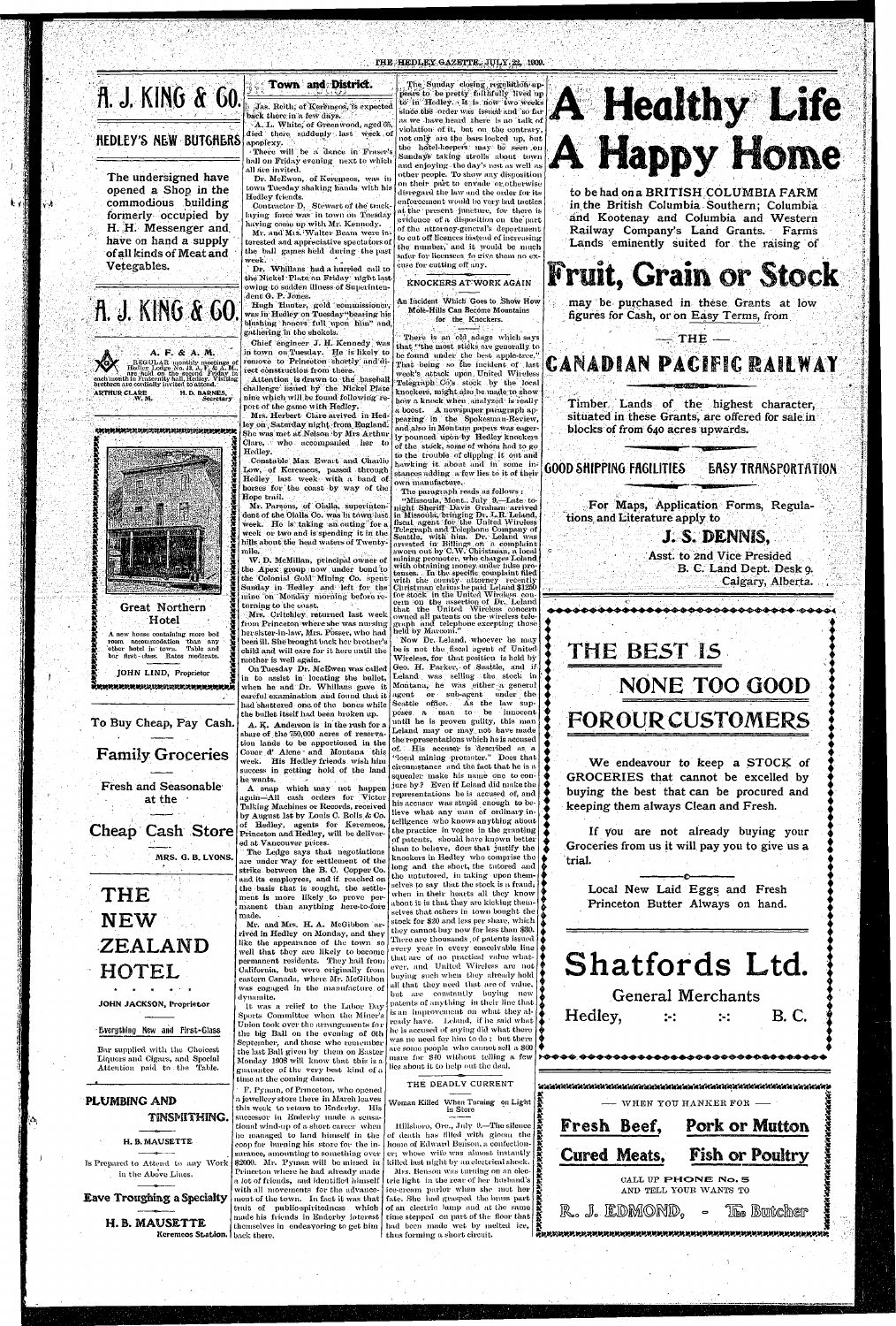# A. J. KING & CO.

## HEDLEY'S NEW BUTCHERS

The undersigned have opened a Shop in the commodious building formerly occupied by H. H. Messenger and have on hand a supply of all kinds of Meat and Vegetables.

# A. J. KING & CO.

**A. F. & A. M.**

REGULAR monthly meetings of Hedley Lodge No. 13, A. F. & A. M., are held on the second Friday in each month in Fraternity hall, Hedley. Visiting brethren are cordially invited to attend.

ARTHUR CLARE, W. M. — H. D. BARNES, Secretary

**Great Northern Hotel**

A new house containing more bed room accommodation than any other hotel in town. Table and bar first-class. Rates moderate.

JOHN LIND, Proprietor

To Buy Cheap, Pay Cash.

## Family Groceries

Fresh and Seasonable at the

## Cheap Cash Store

MRS. G. B. LYONS.

# THE NEW ZEALAND HOTEL

JOHN JACKSON, Proprietor

Everything New and First-Class

Bar supplied with the Choicest Liquors and Cigars, and Special Attention paid to the Table.

## PLUMBING AND TINSMITHING.

H. B. MAUSETTE

Is Prepared to Attend to any Work in the Above Lines.

**Eave Troughing a Specialty**

H. B. MAUSETTE
Keremeos Station.

## Town and District.

Jas. Roth, of Keremeos, is expected back there in a few days.

A. L. White, of Greenwood, aged 65, died there suddenly last week of apoplexy.

There will be a dance in Fraser's hall on Friday evening next to which all are invited.

Dr. McEwen, of Keremeos, was in town Tuesday shaking hands with his Hedley friends.

Contractor D. Stewart of the track-laying force was in town on Tuesday having come up with Mr. Kennedy.

Mr. and Mrs. Walter Beam were interested and appreciative spectators of the ball games held during the past week.

Dr. Whillans had a hurried call to the Nickel Plate on Friday night last owing to sudden illness of Superintendent G. P. Jones.

Hugh Hunter, gold commissioner, was in Hedley on Tuesday "bearing his blushing honors full upon him" and gathering in the shekels.

Chief engineer J. H. Kennedy was in town on Tuesday. He is likely to remove to Princeton shortly and direct construction from there.

Attention is drawn to the baseball challenge issued by the Nickel Plate nine which will be found following report of the game with Hedley.

Mrs. Herbert Clare arrived in Hedley on Saturday night from England. She was met at Nelson by Mrs Arthur Clare, who accompanied her to Hedley.

Constable Max Ewart and Charlie Low, of Keremeos, passed through Hedley last week with a band of horses for the coast by way of the Hope trail.

Mr. Parsons, of Olalla, superintendent of the Olalla Co. was in town last week. He is taking an outing for a week or two and is spending it in the hills about the head waters of Twenty-mile.

W. D. McMillan, principal owner of the Apex group now under bond to the Colonial Gold Mining Co. spent Sunday in Hedley and left for the mine on Monday morning before returning to the coast.

Mrs. Critchley returned last week from Princeton where she was nursing her sister-in-law, Mrs. Fosser, who had been ill. She brought back her brother's child and will care for it here until the mother is well again.

On Tuesday Dr. McEwen was called in to assist in locating the bullet, when he and Dr. Whillans gave it careful examination and found that it had shattered one of the bones while the bullet itself had been broken up.

A. K. Anderson is in the rush for a share of the 750,000 acres of reservation lands to be apportioned in the Coeur d' Alene and Montana this week. His Hedley friends wish him success in getting hold of the land he wants.

A snap which may not happen again—All cash orders for Victor Talking Machines or Records, received by August 1st by Louis C. Rolls & Co. of Hedley, agents for Keremeos, Princeton and Hedley, will be delivered at Vancouver prices.

The Ledge says that negotiations are under way for settlement of the strike between the B. C. Copper Co. and its employees, and if reached on the basis that is sought, the settlement is more likely to prove permanent than anything here-to-fore made.

Mr. and Mrs. H. A. McGibbon arrived in Hedley on Monday, and they like the appearance of the town so well that they are likely to become permanent residents. They hail from California, but were originally from eastern Canada, where Mr. McGibbon was engaged in the manufacture of dynamite.

It was a relief to the Labor Day Sports Committee when the Miner's Union took over the arrangements for the big Ball on the evening of 6th September, and those who remember the last Ball given by them on Easter Monday 1908 will know that this is a guarantee of the very best kind of a time at the coming dance.

F. Pyman, of Princeton, who opened a jewellery store there in March leaves this week to return to Enderby. His successor in Enderby made a sensational wind-up of a short career when he managed to land himself in the coop for burning his store for the insurance, amounting to something over $2000. Mr. Pyman will be missed in Princeton where he had already made a lot of friends, and identified himself with all movements for the advancement of the town. In fact it was that trait of public-spiritedness which made his friends in Enderby interest themselves in endeavoring to get him back there.

The Sunday closing regulation appears to be pretty faithfully lived up to in Hedley. It is now two weeks since the order was issued and so far as we have heard there is no talk of violation of it, but on the contrary, not only are the bars locked up, but the hotel-keepers may be seen on Sundays taking strolls about town and enjoying the day's rest as well as other people. To show any disposition on their part to evade or otherwise disregard the law and the order for its enforcement would be very bad tactics at the present juncture, for there is evidence of a disposition on the part of the attorney-general's department to cut off licences instead of increasing the number, and it would be much safer for licenses to give them no excuse for cutting off any.

### KNOCKERS AT WORK AGAIN

**An Incident Which Goes to Show How Mole-Hills Can Become Mountains for the Knockers.**

There is an old adage which says that "the most sticks are generally to be found under the best apple-tree." That being so the incident of last week's attack upon United Wireless Telegraph Co's stock by the local knockers, might also be made to show how a knock when analyzed is really a boost. A newspaper paragraph appearing in the Spokesman-Review, and also in Montana papers was eagerly pounced upon by Hedley knockers of the stock, some of whom had to go to the trouble of clipping it out and hawking it about and in some instances adding a few lies to it of their own manufacture.

The paragraph reads as follows:

"Missoula, Mont., July 9.—Late tonight Sheriff Davis Graham arrived in Missoula, bringing Dr. L. R. Leland, fiscal agent for the United Wireless Telegraph and Telephone Company of Seattle, with him. Dr. Leland was arrested in Billings on a complaint sworn out by C. W. Christman, a local mining promoter, who charges Leland with obtaining money under false pretenses. In the specific complaint filed with the county attorney recently Christman claims he paid Leland $1250 for stock in the United Wireless concern on the assertion of Dr. Leland that the United Wireless concern owned all patents on the wireless telegraph and telephone excepting those held by Marconi."

Now Dr. Leland, whoever he may be is not the fiscal agent of United Wireless, for that position is held by Geo. H. Parker, of Seattle, and if Leland was selling the stock in Montana, he was either a general agent or sub-agent under the Seattle office. As the law supposes a man to be innocent until he is proven guilty, this man Leland may or may not have made the representations which he is accused of. His accuser is described as a "local mining promoter." Does that circumstance and the fact that he is a squealer make his name one to conjure by? Even if Leland did make the representations he is accused of, and his accuser was stupid enough to believe what any man of ordinary intelligence who knows anything about the practice in vogue in the granting of patents, should have known better than to believe, does that justify the knockers in Hedley who comprise the long and the short, the tutored and the untutored, in taking upon themselves to say that the stock is a fraud, when in their hearts all they know about is is that they are kicking themselves that others in town bought the stock for $20 and less per share, which they cannot buy now for less than $30. There are thousands of patents issued every year in every conceivable line that are of no practical value whatever, and United Wireless are not buying such when they already hold all that they need that are of value, but are constantly buying new patents of anything in their line that is an improvement on what they already have. Leland, if he said what he is accused of saying did what there was no need for him to do; but there are some people who cannot sell a $50 mare for $40 without telling a few lies about it to help out the deal.

### THE DEADLY CURRENT

**Woman Killed When Turning on Light in Store**

Hillsboro, Ore., July 9.—The silence of death has filled with gloom the home of Edward Benson, a confectioner, whose wife was almost instantly killed last night by an electrical shock. Mrs. Benson was turning on an electric light in the rear of her husband's ice-cream parlor when she met her fate. She had grasped the brass part of an electric lamp and at the same time stepped on part of the floor that had been made wet by melted ice, thus forming a short circuit.

# A Healthy Life A Happy Home

to be had on a BRITISH COLUMBIA FARM in the British Columbia Southern; Columbia and Kootenay and Columbia and Western Railway Company's Land Grants. Farms Lands eminently suited for the raising of

# Fruit, Grain or Stock

may be purchased in these Grants at low figures for Cash, or on Easy Terms, from

— THE —

## CANADIAN PACIFIC RAILWAY

Timber Lands of the highest character, situated in these Grants, are offered for sale in blocks of from 640 acres upwards.

**GOOD SHIPPING FACILITIES — EASY TRANSPORTATION**

For Maps, Application Forms, Regulations and Literature apply to

**J. S. DENNIS,**
Asst. to 2nd Vice Presided
B. C. Land Dept. Desk 9.
Calgary, Alberta.

# THE BEST IS NONE TOO GOOD FOR OUR CUSTOMERS

We endeavour to keep a STOCK of GROCERIES that cannot be excelled by buying the best that can be procured and keeping them always Clean and Fresh.

If you are not already buying your Groceries from us it will pay you to give us a trial.

Local New Laid Eggs and Fresh Princeton Butter Always on hand.

# Shatfords Ltd.

General Merchants

Hedley, B. C.

— WHEN YOU HANKER FOR —

## Fresh Beef, Pork or Mutton
## Cured Meats, Fish or Poultry

CALL UP PHONE No. 5 AND TELL YOUR WANTS TO

**R. J. EDMOND, - The Butcher**